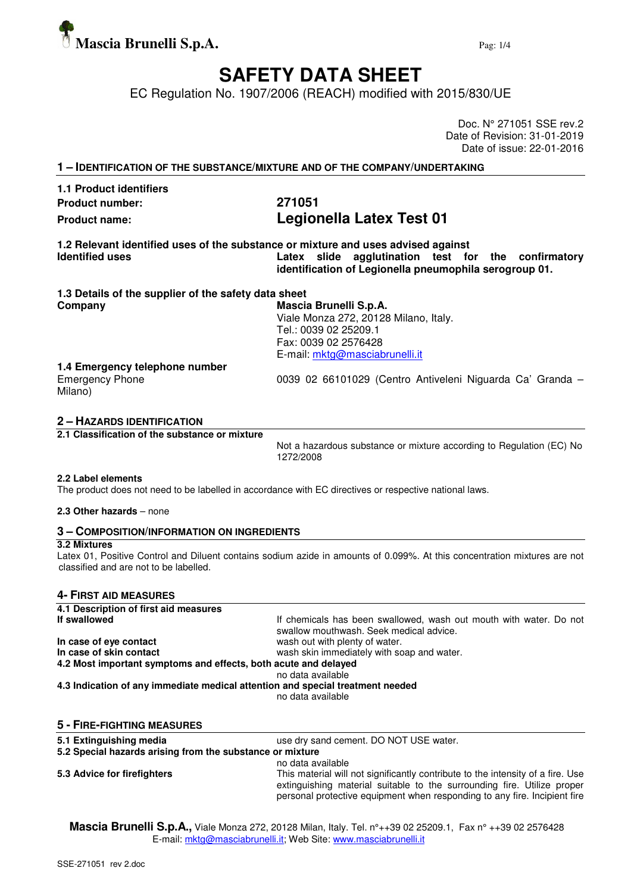Mascia Brunelli S.p.A.

# SAFETY DATA SHEET

EC Regulation No. 1907/2006 (REACH) modified with 2015/830/UE

Doc. N° 271051 SSE rev.2
Date of Revision: 31-01-2019
Date of issue: 22-01-2016

## 1 – IDENTIFICATION OF THE SUBSTANCE/MIXTURE AND OF THE COMPANY/UNDERTAKING

**1.1 Product identifiers**

| | |
|---|---|
| **Product number:** | **271051** |
| **Product name:** | **Legionella Latex Test 01** |

**1.2 Relevant identified uses of the substance or mixture and uses advised against**

| | |
|---|---|
| **Identified uses** | **Latex slide agglutination test for the confirmatory identification of Legionella pneumophila serogroup 01.** |

**1.3 Details of the supplier of the safety data sheet**

| | |
|---|---|
| **Company** | **Mascia Brunelli S.p.A.**<br>Viale Monza 272, 20128 Milano, Italy.<br>Tel.: 0039 02 25209.1<br>Fax: 0039 02 2576428<br>E-mail: mktg@masciabrunelli.it |

**1.4 Emergency telephone number**

| | |
|---|---|
| Emergency Phone | 0039 02 66101029 (Centro Antiveleni Niguarda Ca' Granda – Milano) |

## 2 – HAZARDS IDENTIFICATION

**2.1 Classification of the substance or mixture**

Not a hazardous substance or mixture according to Regulation (EC) No 1272/2008

**2.2 Label elements**

The product does not need to be labelled in accordance with EC directives or respective national laws.

**2.3 Other hazards** – none

## 3 – COMPOSITION/INFORMATION ON INGREDIENTS

**3.2 Mixtures**

Latex 01, Positive Control and Diluent contains sodium azide in amounts of 0.099%. At this concentration mixtures are not classified and are not to be labelled.

## 4- FIRST AID MEASURES

**4.1 Description of first aid measures**

| | |
|---|---|
| **If swallowed** | If chemicals has been swallowed, wash out mouth with water. Do not swallow mouthwash. Seek medical advice. |
| **In case of eye contact** | wash out with plenty of water. |
| **In case of skin contact** | wash skin immediately with soap and water. |

**4.2 Most important symptoms and effects, both acute and delayed**

no data available

**4.3 Indication of any immediate medical attention and special treatment needed**

no data available

## 5 - FIRE-FIGHTING MEASURES

| | |
|---|---|
| **5.1 Extinguishing media** | use dry sand cement. DO NOT USE water. |

**5.2 Special hazards arising from the substance or mixture**

no data available

| | |
|---|---|
| **5.3 Advice for firefighters** | This material will not significantly contribute to the intensity of a fire. Use extinguishing material suitable to the surrounding fire. Utilize proper personal protective equipment when responding to any fire. Incipient fire |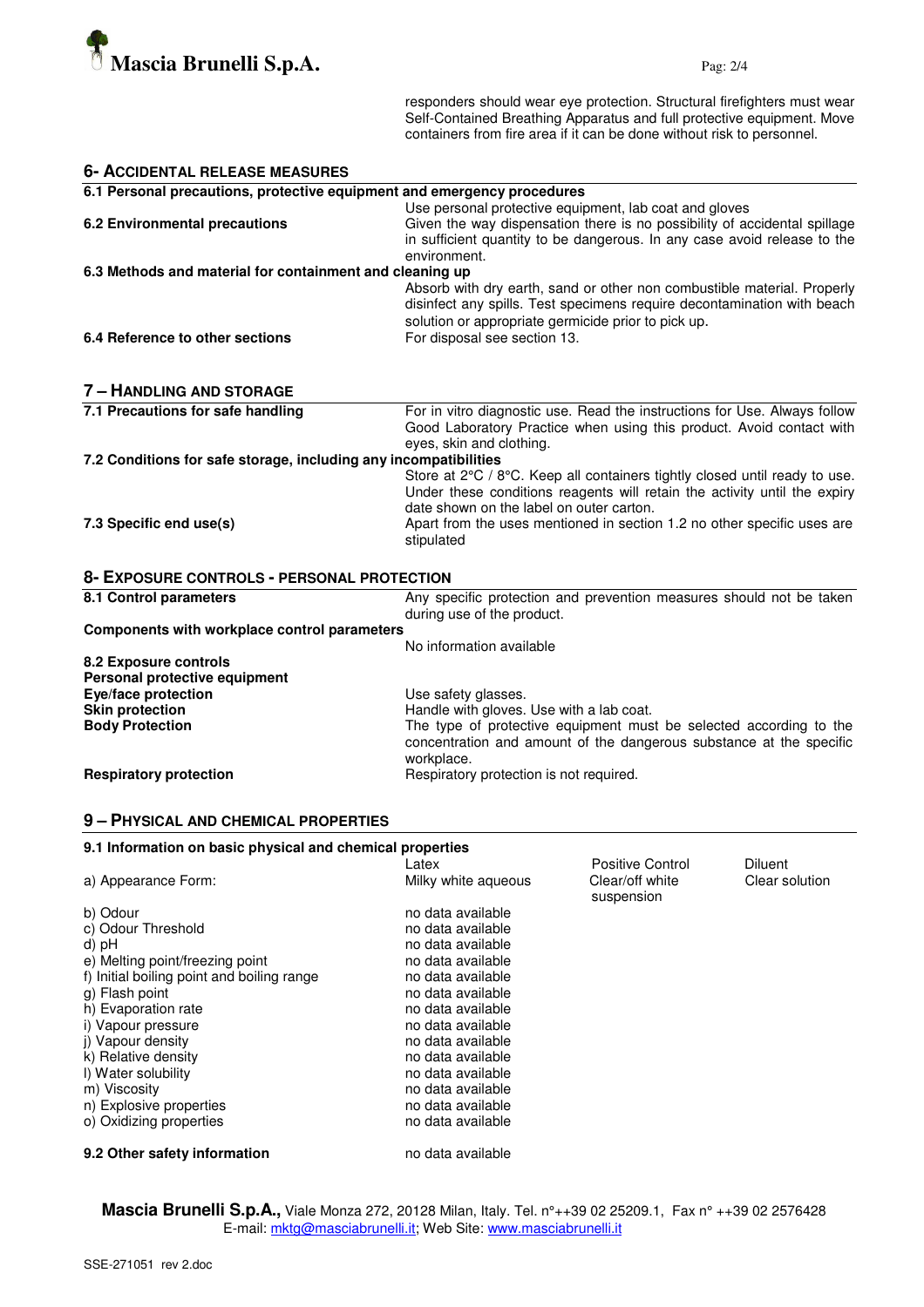responders should wear eye protection. Structural firefighters must wear Self-Contained Breathing Apparatus and full protective equipment. Move containers from fire area if it can be done without risk to personnel.

## 6- ACCIDENTAL RELEASE MEASURES

**6.1 Personal precautions, protective equipment and emergency procedures**

Use personal protective equipment, lab coat and gloves

**6.2 Environmental precautions**

Given the way dispensation there is no possibility of accidental spillage in sufficient quantity to be dangerous. In any case avoid release to the environment.

**6.3 Methods and material for containment and cleaning up**

Absorb with dry earth, sand or other non combustible material. Properly disinfect any spills. Test specimens require decontamination with beach solution or appropriate germicide prior to pick up.

**6.4 Reference to other sections**

For disposal see section 13.

## 7 – HANDLING AND STORAGE

**7.1 Precautions for safe handling**

For in vitro diagnostic use. Read the instructions for Use. Always follow Good Laboratory Practice when using this product. Avoid contact with eyes, skin and clothing.

**7.2 Conditions for safe storage, including any incompatibilities**

Store at 2°C / 8°C. Keep all containers tightly closed until ready to use. Under these conditions reagents will retain the activity until the expiry date shown on the label on outer carton.

**7.3 Specific end use(s)**

Apart from the uses mentioned in section 1.2 no other specific uses are stipulated

## 8- EXPOSURE CONTROLS - PERSONAL PROTECTION

**8.1 Control parameters**

Any specific protection and prevention measures should not be taken during use of the product.

**Components with workplace control parameters**

No information available

**8.2 Exposure controls**

**Personal protective equipment**

**Eye/face protection**: Use safety glasses.

**Skin protection**: Handle with gloves. Use with a lab coat.

**Body Protection**: The type of protective equipment must be selected according to the concentration and amount of the dangerous substance at the specific workplace.

**Respiratory protection**: Respiratory protection is not required.

## 9 – PHYSICAL AND CHEMICAL PROPERTIES

**9.1 Information on basic physical and chemical properties**

| | Latex | Positive Control | Diluent |
|---|---|---|---|
| a) Appearance Form: | Milky white aqueous | Clear/off white suspension | Clear solution |
| b) Odour | no data available | | |
| c) Odour Threshold | no data available | | |
| d) pH | no data available | | |
| e) Melting point/freezing point | no data available | | |
| f) Initial boiling point and boiling range | no data available | | |
| g) Flash point | no data available | | |
| h) Evaporation rate | no data available | | |
| i) Vapour pressure | no data available | | |
| j) Vapour density | no data available | | |
| k) Relative density | no data available | | |
| l) Water solubility | no data available | | |
| m) Viscosity | no data available | | |
| n) Explosive properties | no data available | | |
| o) Oxidizing properties | no data available | | |

**9.2 Other safety information**

no data available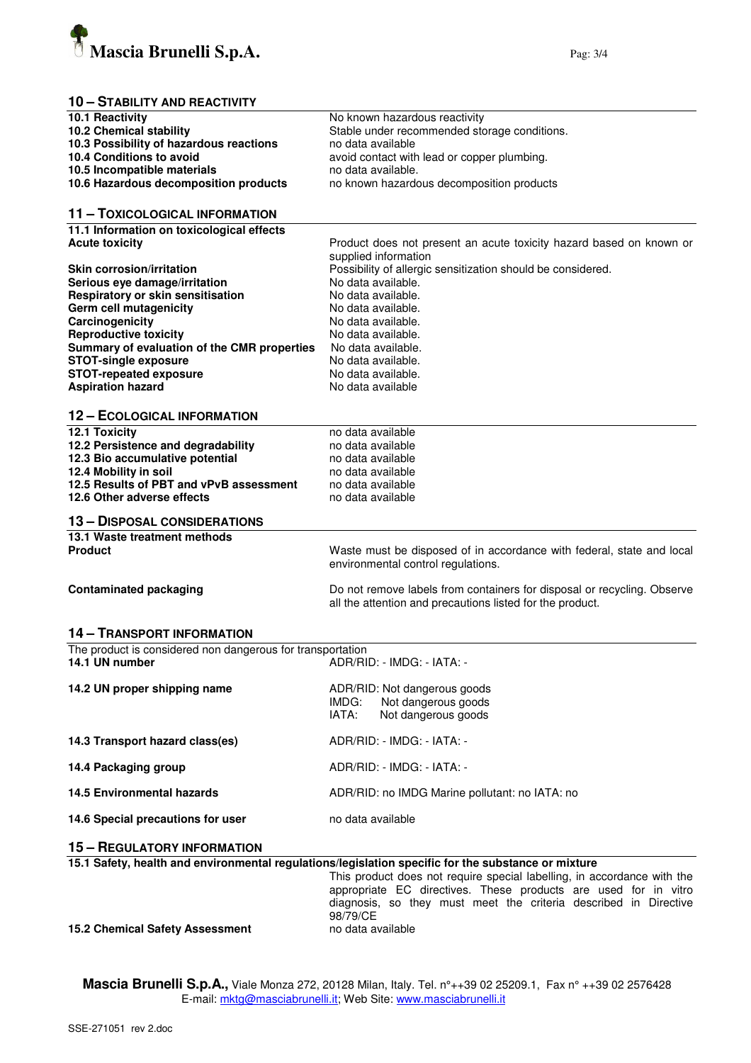## 10 – STABILITY AND REACTIVITY

| | |
|---|---|
| **10.1 Reactivity** | No known hazardous reactivity |
| **10.2 Chemical stability** | Stable under recommended storage conditions. |
| **10.3 Possibility of hazardous reactions** | no data available |
| **10.4 Conditions to avoid** | avoid contact with lead or copper plumbing. |
| **10.5 Incompatible materials** | no data available. |
| **10.6 Hazardous decomposition products** | no known hazardous decomposition products |

## 11 – TOXICOLOGICAL INFORMATION

| | |
|---|---|
| **11.1 Information on toxicological effects** | |
| **Acute toxicity** | Product does not present an acute toxicity hazard based on known or supplied information |
| **Skin corrosion/irritation** | Possibility of allergic sensitization should be considered. |
| **Serious eye damage/irritation** | No data available. |
| **Respiratory or skin sensitisation** | No data available. |
| **Germ cell mutagenicity** | No data available. |
| **Carcinogenicity** | No data available. |
| **Reproductive toxicity** | No data available. |
| **Summary of evaluation of the CMR properties** | No data available. |
| **STOT-single exposure** | No data available. |
| **STOT-repeated exposure** | No data available. |
| **Aspiration hazard** | No data available |

## 12 – ECOLOGICAL INFORMATION

| | |
|---|---|
| **12.1 Toxicity** | no data available |
| **12.2 Persistence and degradability** | no data available |
| **12.3 Bio accumulative potential** | no data available |
| **12.4 Mobility in soil** | no data available |
| **12.5 Results of PBT and vPvB assessment** | no data available |
| **12.6 Other adverse effects** | no data available |

## 13 – DISPOSAL CONSIDERATIONS

| | |
|---|---|
| **13.1 Waste treatment methods** | |
| **Product** | Waste must be disposed of in accordance with federal, state and local environmental control regulations. |
| **Contaminated packaging** | Do not remove labels from containers for disposal or recycling. Observe all the attention and precautions listed for the product. |

## 14 – TRANSPORT INFORMATION

The product is considered non dangerous for transportation

| | |
|---|---|
| **14.1 UN number** | ADR/RID: - IMDG: - IATA: - |
| **14.2 UN proper shipping name** | ADR/RID: Not dangerous goods<br>IMDG: Not dangerous goods<br>IATA: Not dangerous goods |
| **14.3 Transport hazard class(es)** | ADR/RID: - IMDG: - IATA: - |
| **14.4 Packaging group** | ADR/RID: - IMDG: - IATA: - |
| **14.5 Environmental hazards** | ADR/RID: no IMDG Marine pollutant: no IATA: no |
| **14.6 Special precautions for user** | no data available |

## 15 – REGULATORY INFORMATION

**15.1 Safety, health and environmental regulations/legislation specific for the substance or mixture**

This product does not require special labelling, in accordance with the appropriate EC directives. These products are used for in vitro diagnosis, so they must meet the criteria described in Directive 98/79/CE

| | |
|---|---|
| **15.2 Chemical Safety Assessment** | no data available |

**Mascia Brunelli S.p.A.,** Viale Monza 272, 20128 Milan, Italy. Tel. n°++39 02 25209.1, Fax n° ++39 02 2576428
E-mail: mktg@masciabrunelli.it; Web Site: www.masciabrunelli.it

SSE-271051 rev 2.doc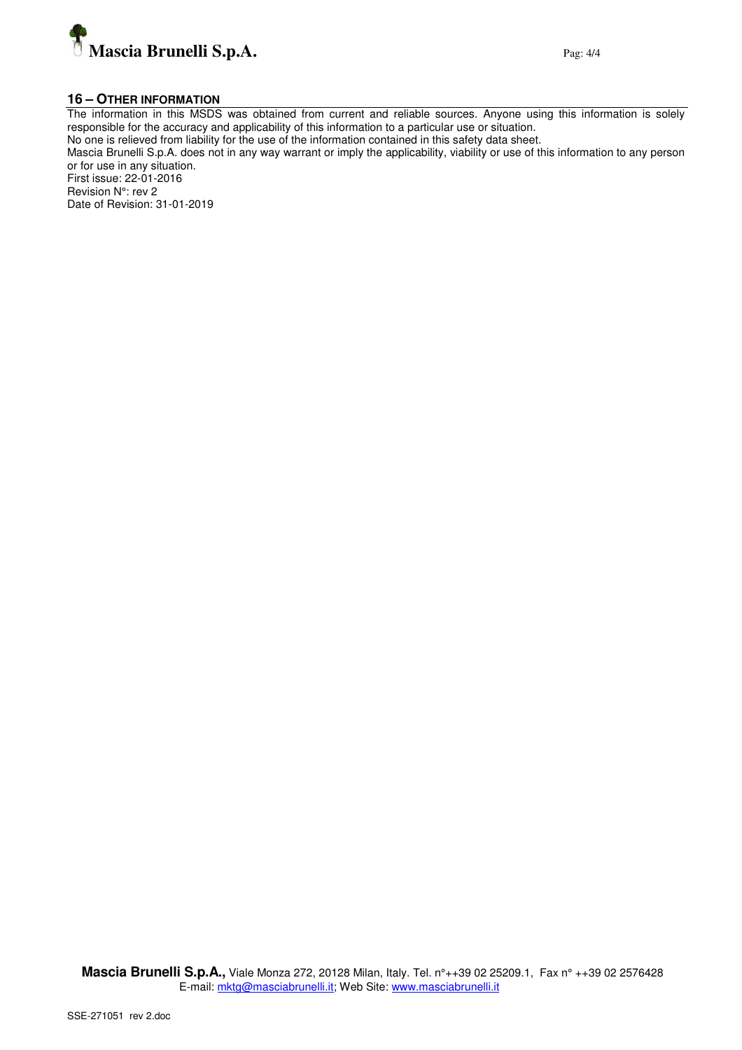## 16 – OTHER INFORMATION

The information in this MSDS was obtained from current and reliable sources. Anyone using this information is solely responsible for the accuracy and applicability of this information to a particular use or situation.
No one is relieved from liability for the use of the information contained in this safety data sheet.
Mascia Brunelli S.p.A. does not in any way warrant or imply the applicability, viability or use of this information to any person or for use in any situation.
First issue: 22-01-2016
Revision N°: rev 2
Date of Revision: 31-01-2019